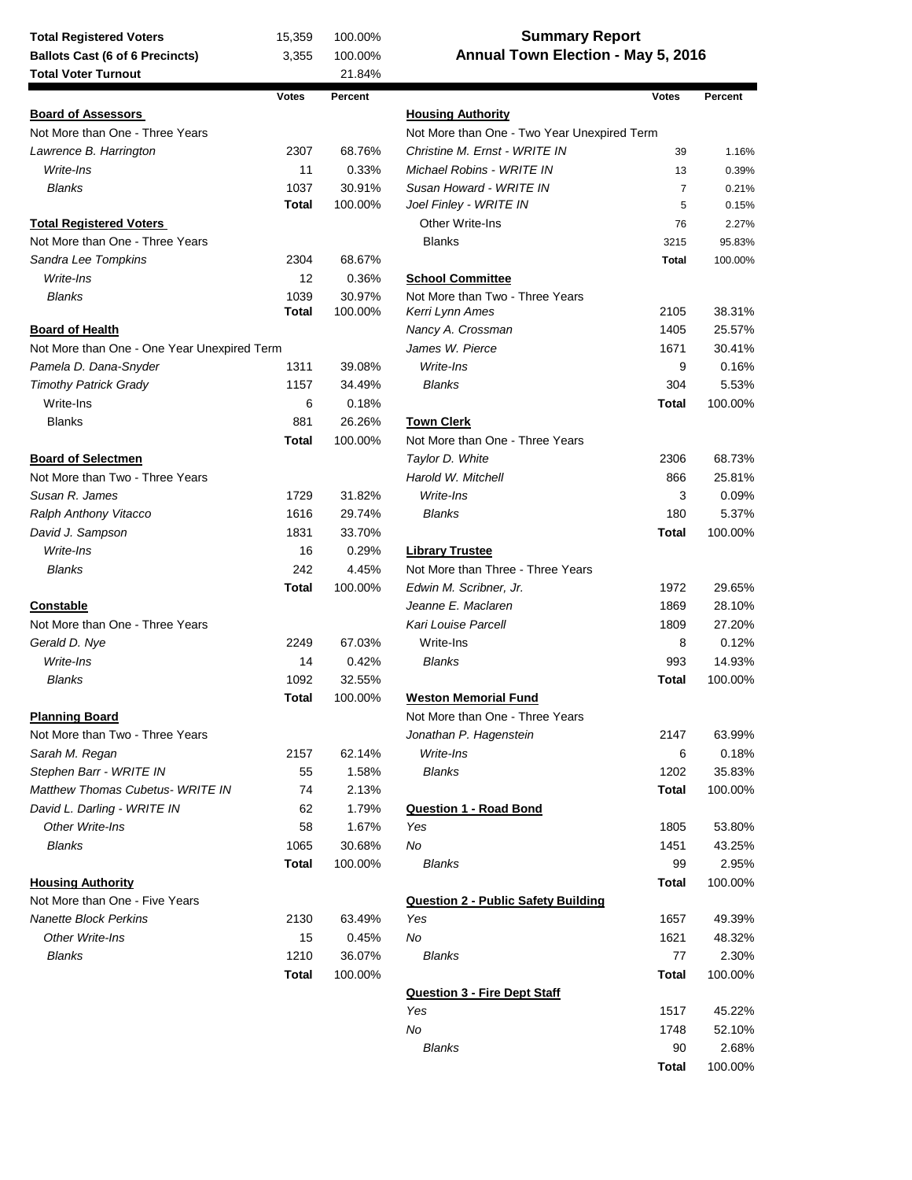| Total Registered Voters | 15,359 | 100.00% |
|---|---|---|
| **Ballots Cast (6 of 6 Precincts)** | 3,355 | 100.00% |
| **Total Voter Turnout** | | 21.84% |

# Summary Report
## Annual Town Election - May 5, 2016

| | Votes | Percent |
|---|---|---|
| **Board of Assessors** | | |
| Not More than One - Three Years | | |
| *Lawrence B. Harrington* | 2307 | 68.76% |
| *Write-Ins* | 11 | 0.33% |
| *Blanks* | 1037 | 30.91% |
| | **Total** | 100.00% |
| **Total Registered Voters** | | |
| Not More than One - Three Years | | |
| *Sandra Lee Tompkins* | 2304 | 68.67% |
| *Write-Ins* | 12 | 0.36% |
| *Blanks* | 1039 | 30.97% |
| | **Total** | 100.00% |
| **Board of Health** | | |
| Not More than One - One Year Unexpired Term | | |
| *Pamela D. Dana-Snyder* | 1311 | 39.08% |
| *Timothy Patrick Grady* | 1157 | 34.49% |
| Write-Ins | 6 | 0.18% |
| Blanks | 881 | 26.26% |
| | **Total** | 100.00% |
| **Board of Selectmen** | | |
| Not More than Two - Three Years | | |
| *Susan R. James* | 1729 | 31.82% |
| *Ralph Anthony Vitacco* | 1616 | 29.74% |
| *David J. Sampson* | 1831 | 33.70% |
| *Write-Ins* | 16 | 0.29% |
| *Blanks* | 242 | 4.45% |
| | **Total** | 100.00% |
| **Constable** | | |
| Not More than One - Three Years | | |
| *Gerald D. Nye* | 2249 | 67.03% |
| *Write-Ins* | 14 | 0.42% |
| *Blanks* | 1092 | 32.55% |
| | **Total** | 100.00% |
| **Planning Board** | | |
| Not More than Two - Three Years | | |
| *Sarah M. Regan* | 2157 | 62.14% |
| *Stephen Barr - WRITE IN* | 55 | 1.58% |
| *Matthew Thomas Cubetus- WRITE IN* | 74 | 2.13% |
| *David L. Darling - WRITE IN* | 62 | 1.79% |
| *Other Write-Ins* | 58 | 1.67% |
| *Blanks* | 1065 | 30.68% |
| | **Total** | 100.00% |
| **Housing Authority** | | |
| Not More than One - Five Years | | |
| *Nanette Block Perkins* | 2130 | 63.49% |
| *Other Write-Ins* | 15 | 0.45% |
| *Blanks* | 1210 | 36.07% |
| | **Total** | 100.00% |
| **Housing Authority** | | |
| Not More than One - Two Year Unexpired Term | | |
| *Christine M. Ernst - WRITE IN* | 39 | 1.16% |
| *Michael Robins - WRITE IN* | 13 | 0.39% |
| *Susan Howard - WRITE IN* | 7 | 0.21% |
| *Joel Finley - WRITE IN* | 5 | 0.15% |
| Other Write-Ins | 76 | 2.27% |
| Blanks | 3215 | 95.83% |
| | **Total** | 100.00% |
| **School Committee** | | |
| Not More than Two - Three Years | | |
| *Kerri Lynn Ames* | 2105 | 38.31% |
| *Nancy A. Crossman* | 1405 | 25.57% |
| *James W. Pierce* | 1671 | 30.41% |
| *Write-Ins* | 9 | 0.16% |
| *Blanks* | 304 | 5.53% |
| | **Total** | 100.00% |
| **Town Clerk** | | |
| Not More than One - Three Years | | |
| *Taylor D. White* | 2306 | 68.73% |
| *Harold W. Mitchell* | 866 | 25.81% |
| *Write-Ins* | 3 | 0.09% |
| *Blanks* | 180 | 5.37% |
| | **Total** | 100.00% |
| **Library Trustee** | | |
| Not More than Three - Three Years | | |
| *Edwin M. Scribner, Jr.* | 1972 | 29.65% |
| *Jeanne E. Maclaren* | 1869 | 28.10% |
| *Kari Louise Parcell* | 1809 | 27.20% |
| Write-Ins | 8 | 0.12% |
| *Blanks* | 993 | 14.93% |
| | **Total** | 100.00% |
| **Weston Memorial Fund** | | |
| Not More than One - Three Years | | |
| *Jonathan P. Hagenstein* | 2147 | 63.99% |
| *Write-Ins* | 6 | 0.18% |
| *Blanks* | 1202 | 35.83% |
| | **Total** | 100.00% |
| **Question 1 - Road Bond** | | |
| *Yes* | 1805 | 53.80% |
| *No* | 1451 | 43.25% |
| *Blanks* | 99 | 2.95% |
| | **Total** | 100.00% |
| **Question 2 - Public Safety Building** | | |
| *Yes* | 1657 | 49.39% |
| *No* | 1621 | 48.32% |
| *Blanks* | 77 | 2.30% |
| | **Total** | 100.00% |
| **Question 3 - Fire Dept Staff** | | |
| *Yes* | 1517 | 45.22% |
| *No* | 1748 | 52.10% |
| *Blanks* | 90 | 2.68% |
| | **Total** | 100.00% |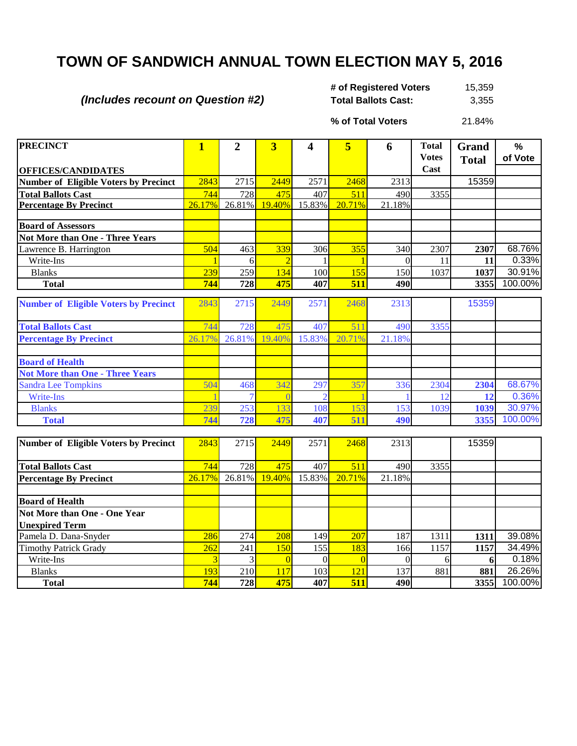# TOWN OF SANDWICH ANNUAL TOWN ELECTION MAY 5, 2016

***(Includes recount on Question #2)***

| | |
|---|---|
| **# of Registered Voters** | 15,359 |
| **Total Ballots Cast:** | 3,355 |
| **% of Total Voters** | 21.84% |

| PRECINCT<br>OFFICES/CANDIDATES | 1 | 2 | 3 | 4 | 5 | 6 | Total Votes Cast | Grand Total | % of Vote |
|---|---|---|---|---|---|---|---|---|---|
| **Number of Eligible Voters by Precinct** | 2843 | 2715 | 2449 | 2571 | 2468 | 2313 | | 15359 | |
| **Total Ballots Cast** | 744 | 728 | 475 | 407 | 511 | 490 | 3355 | | |
| **Percentage By Precinct** | 26.17% | 26.81% | 19.40% | 15.83% | 20.71% | 21.18% | | | |
| | | | | | | | | | |
| **Board of Assessors** | | | | | | | | | |
| **Not More than One - Three Years** | | | | | | | | | |
| Lawrence B. Harrington | 504 | 463 | 339 | 306 | 355 | 340 | 2307 | **2307** | 68.76% |
| Write-Ins | 1 | 6 | 2 | 1 | 1 | 0 | 11 | **11** | 0.33% |
| Blanks | 239 | 259 | 134 | 100 | 155 | 150 | 1037 | **1037** | 30.91% |
| **Total** | **744** | **728** | **475** | **407** | **511** | **490** | | **3355** | 100.00% |

| PRECINCT | 1 | 2 | 3 | 4 | 5 | 6 | Total Votes Cast | Grand Total | % of Vote |
|---|---|---|---|---|---|---|---|---|---|
| **Number of Eligible Voters by Precinct** | 2843 | 2715 | 2449 | 2571 | 2468 | 2313 | | 15359 | |
| **Total Ballots Cast** | 744 | 728 | 475 | 407 | 511 | 490 | 3355 | | |
| **Percentage By Precinct** | 26.17% | 26.81% | 19.40% | 15.83% | 20.71% | 21.18% | | | |
| | | | | | | | | | |
| **Board of Health** | | | | | | | | | |
| **Not More than One - Three Years** | | | | | | | | | |
| Sandra Lee Tompkins | 504 | 468 | 342 | 297 | 357 | 336 | 2304 | **2304** | 68.67% |
| Write-Ins | 1 | 7 | 0 | 2 | 1 | 1 | 12 | **12** | 0.36% |
| Blanks | 239 | 253 | 133 | 108 | 153 | 153 | 1039 | **1039** | 30.97% |
| **Total** | **744** | **728** | **475** | **407** | **511** | **490** | | **3355** | 100.00% |

| PRECINCT | 1 | 2 | 3 | 4 | 5 | 6 | Total Votes Cast | Grand Total | % of Vote |
|---|---|---|---|---|---|---|---|---|---|
| **Number of Eligible Voters by Precinct** | 2843 | 2715 | 2449 | 2571 | 2468 | 2313 | | 15359 | |
| **Total Ballots Cast** | 744 | 728 | 475 | 407 | 511 | 490 | 3355 | | |
| **Percentage By Precinct** | 26.17% | 26.81% | 19.40% | 15.83% | 20.71% | 21.18% | | | |
| | | | | | | | | | |
| **Board of Health** | | | | | | | | | |
| **Not More than One - One Year Unexpired Term** | | | | | | | | | |
| Pamela D. Dana-Snyder | 286 | 274 | 208 | 149 | 207 | 187 | 1311 | **1311** | 39.08% |
| Timothy Patrick Grady | 262 | 241 | 150 | 155 | 183 | 166 | 1157 | **1157** | 34.49% |
| Write-Ins | 3 | 3 | 0 | 0 | 0 | 0 | 6 | **6** | 0.18% |
| Blanks | 193 | 210 | 117 | 103 | 121 | 137 | 881 | **881** | 26.26% |
| **Total** | **744** | **728** | **475** | **407** | **511** | **490** | | **3355** | 100.00% |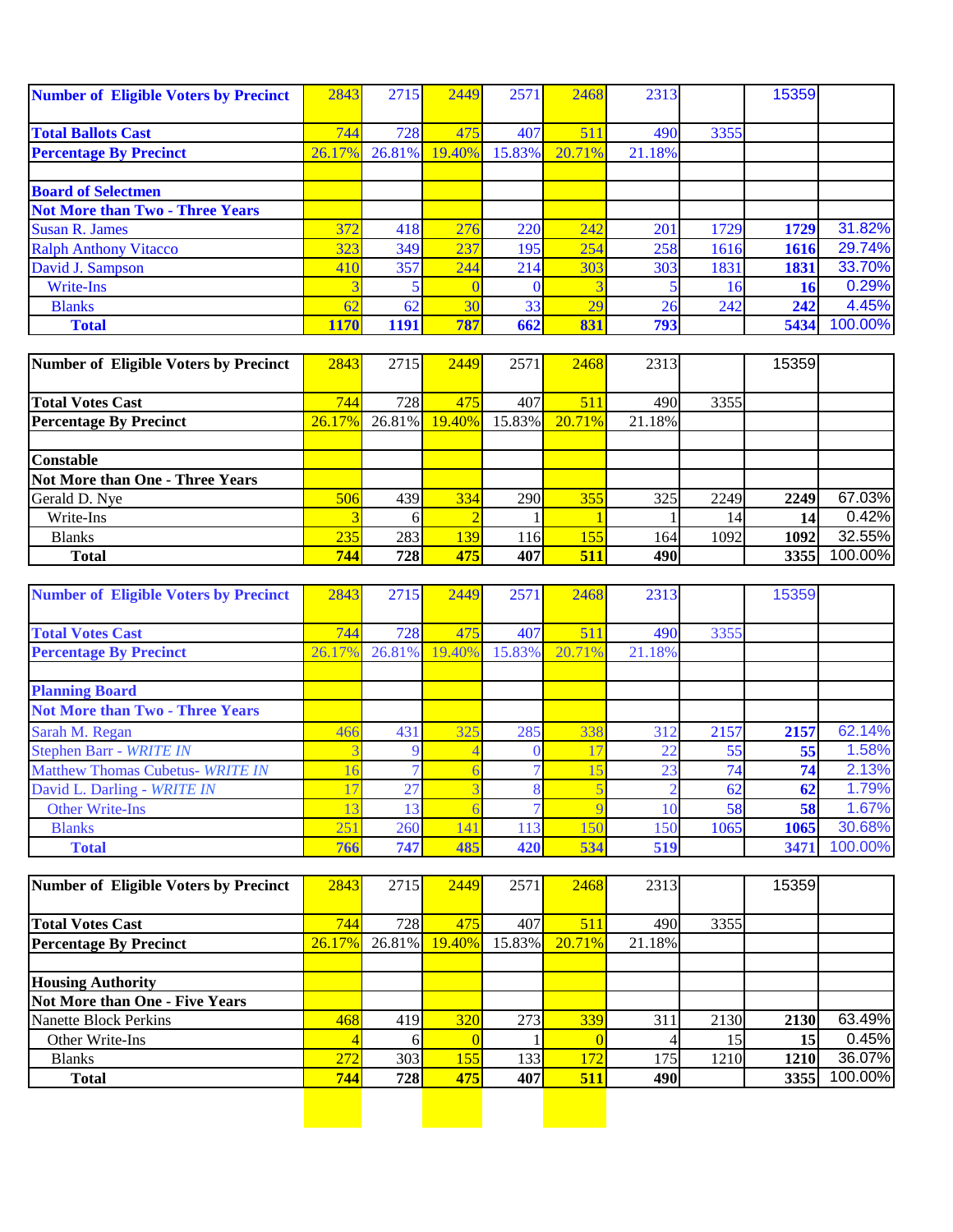| Number of Eligible Voters by Precinct | 2843 | 2715 | 2449 | 2571 | 2468 | 2313 | | 15359 | |
|---|---|---|---|---|---|---|---|---|---|
| **Total Ballots Cast** | 744 | 728 | 475 | 407 | 511 | 490 | 3355 | | |
| **Percentage By Precinct** | 26.17% | 26.81% | 19.40% | 15.83% | 20.71% | 21.18% | | | |
| | | | | | | | | | |
| **Board of Selectmen** | | | | | | | | | |
| **Not More than Two - Three Years** | | | | | | | | | |
| Susan R. James | 372 | 418 | 276 | 220 | 242 | 201 | 1729 | **1729** | 31.82% |
| Ralph Anthony Vitacco | 323 | 349 | 237 | 195 | 254 | 258 | 1616 | **1616** | 29.74% |
| David J. Sampson | 410 | 357 | 244 | 214 | 303 | 303 | 1831 | **1831** | 33.70% |
| Write-Ins | 3 | 5 | 0 | 0 | 3 | 5 | 16 | **16** | 0.29% |
| Blanks | 62 | 62 | 30 | 33 | 29 | 26 | 242 | **242** | 4.45% |
| **Total** | **1170** | **1191** | **787** | **662** | **831** | **793** | | **5434** | 100.00% |

| Number of Eligible Voters by Precinct | 2843 | 2715 | 2449 | 2571 | 2468 | 2313 | | 15359 | |
|---|---|---|---|---|---|---|---|---|---|
| **Total Votes Cast** | 744 | 728 | 475 | 407 | 511 | 490 | 3355 | | |
| **Percentage By Precinct** | 26.17% | 26.81% | 19.40% | 15.83% | 20.71% | 21.18% | | | |
| | | | | | | | | | |
| **Constable** | | | | | | | | | |
| **Not More than One - Three Years** | | | | | | | | | |
| Gerald D. Nye | 506 | 439 | 334 | 290 | 355 | 325 | 2249 | **2249** | 67.03% |
| Write-Ins | 3 | 6 | 2 | 1 | 1 | 1 | 14 | **14** | 0.42% |
| Blanks | 235 | 283 | 139 | 116 | 155 | 164 | 1092 | **1092** | 32.55% |
| **Total** | **744** | **728** | **475** | **407** | **511** | **490** | | **3355** | 100.00% |

| Number of Eligible Voters by Precinct | 2843 | 2715 | 2449 | 2571 | 2468 | 2313 | | 15359 | |
|---|---|---|---|---|---|---|---|---|---|
| **Total Votes Cast** | 744 | 728 | 475 | 407 | 511 | 490 | 3355 | | |
| **Percentage By Precinct** | 26.17% | 26.81% | 19.40% | 15.83% | 20.71% | 21.18% | | | |
| | | | | | | | | | |
| **Planning Board** | | | | | | | | | |
| **Not More than Two - Three Years** | | | | | | | | | |
| Sarah M. Regan | 466 | 431 | 325 | 285 | 338 | 312 | 2157 | **2157** | 62.14% |
| Stephen Barr - *WRITE IN* | 3 | 9 | 4 | 0 | 17 | 22 | 55 | **55** | 1.58% |
| Matthew Thomas Cubetus- *WRITE IN* | 16 | 7 | 6 | 7 | 15 | 23 | 74 | **74** | 2.13% |
| David L. Darling - *WRITE IN* | 17 | 27 | 3 | 8 | 5 | 2 | 62 | **62** | 1.79% |
| Other Write-Ins | 13 | 13 | 6 | 7 | 9 | 10 | 58 | **58** | 1.67% |
| Blanks | 251 | 260 | 141 | 113 | 150 | 150 | 1065 | **1065** | 30.68% |
| **Total** | **766** | **747** | **485** | **420** | **534** | **519** | | **3471** | 100.00% |

| Number of Eligible Voters by Precinct | 2843 | 2715 | 2449 | 2571 | 2468 | 2313 | | 15359 | |
|---|---|---|---|---|---|---|---|---|---|
| **Total Votes Cast** | 744 | 728 | 475 | 407 | 511 | 490 | 3355 | | |
| **Percentage By Precinct** | 26.17% | 26.81% | 19.40% | 15.83% | 20.71% | 21.18% | | | |
| | | | | | | | | | |
| **Housing Authority** | | | | | | | | | |
| **Not More than One - Five Years** | | | | | | | | | |
| Nanette Block Perkins | 468 | 419 | 320 | 273 | 339 | 311 | 2130 | **2130** | 63.49% |
| Other Write-Ins | 4 | 6 | 0 | 1 | 0 | 4 | 15 | **15** | 0.45% |
| Blanks | 272 | 303 | 155 | 133 | 172 | 175 | 1210 | **1210** | 36.07% |
| **Total** | **744** | **728** | **475** | **407** | **511** | **490** | | **3355** | 100.00% |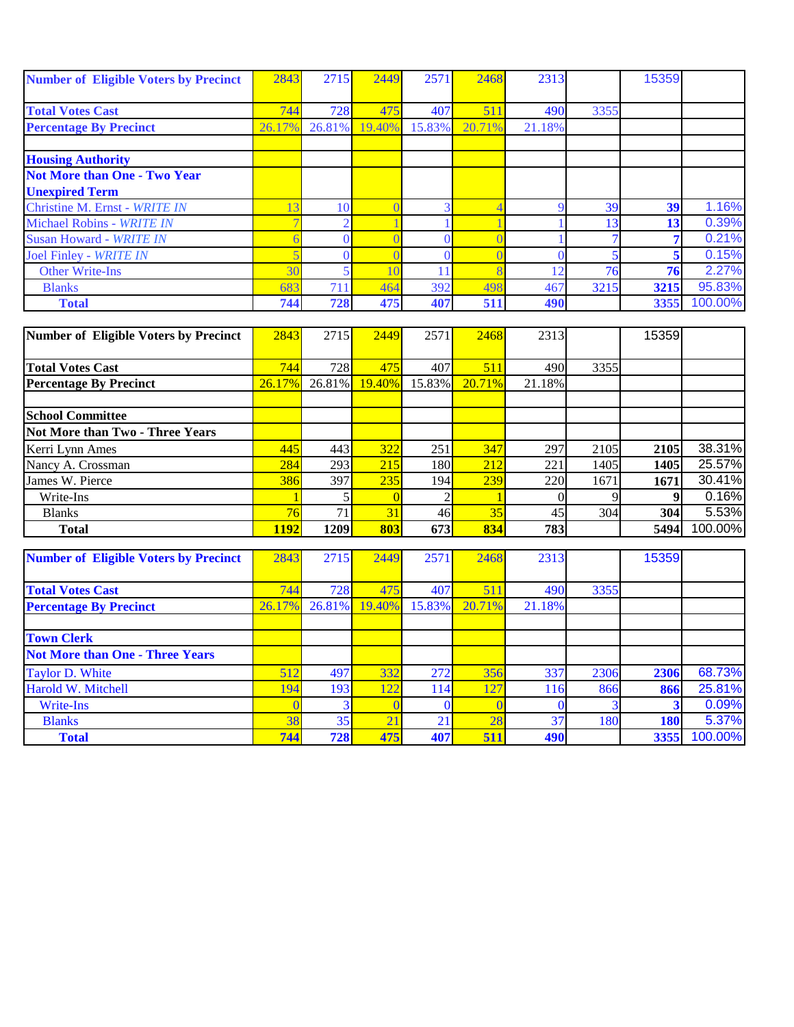| Number of Eligible Voters by Precinct | 2843 | 2715 | 2449 | 2571 | 2468 | 2313 | | 15359 | |
|---|---|---|---|---|---|---|---|---|---|
| Total Votes Cast | 744 | 728 | 475 | 407 | 511 | 490 | 3355 | | |
| Percentage By Precinct | 26.17% | 26.81% | 19.40% | 15.83% | 20.71% | 21.18% | | | |
| | | | | | | | | | |
| **Housing Authority** | | | | | | | | | |
| **Not More than One - Two Year Unexpired Term** | | | | | | | | | |
| Christine M. Ernst - *WRITE IN* | 13 | 10 | 0 | 3 | 4 | 9 | 39 | **39** | 1.16% |
| Michael Robins - *WRITE IN* | 7 | 2 | 1 | 1 | 1 | 1 | 13 | **13** | 0.39% |
| Susan Howard - *WRITE IN* | 6 | 0 | 0 | 0 | 0 | 1 | 7 | **7** | 0.21% |
| Joel Finley - *WRITE IN* | 5 | 0 | 0 | 0 | 0 | 0 | 5 | **5** | 0.15% |
| Other Write-Ins | 30 | 5 | 10 | 11 | 8 | 12 | 76 | **76** | 2.27% |
| Blanks | 683 | 711 | 464 | 392 | 498 | 467 | 3215 | **3215** | 95.83% |
| **Total** | **744** | **728** | **475** | **407** | **511** | **490** | | **3355** | 100.00% |

| Number of Eligible Voters by Precinct | 2843 | 2715 | 2449 | 2571 | 2468 | 2313 | | 15359 | |
|---|---|---|---|---|---|---|---|---|---|
| Total Votes Cast | 744 | 728 | 475 | 407 | 511 | 490 | 3355 | | |
| Percentage By Precinct | 26.17% | 26.81% | 19.40% | 15.83% | 20.71% | 21.18% | | | |
| | | | | | | | | | |
| **School Committee** | | | | | | | | | |
| **Not More than Two - Three Years** | | | | | | | | | |
| Kerri Lynn Ames | 445 | 443 | 322 | 251 | 347 | 297 | 2105 | **2105** | 38.31% |
| Nancy A. Crossman | 284 | 293 | 215 | 180 | 212 | 221 | 1405 | **1405** | 25.57% |
| James W. Pierce | 386 | 397 | 235 | 194 | 239 | 220 | 1671 | **1671** | 30.41% |
| Write-Ins | 1 | 5 | 0 | 2 | 1 | 0 | 9 | **9** | 0.16% |
| Blanks | 76 | 71 | 31 | 46 | 35 | 45 | 304 | **304** | 5.53% |
| **Total** | **1192** | **1209** | **803** | **673** | **834** | **783** | | **5494** | 100.00% |

| Number of Eligible Voters by Precinct | 2843 | 2715 | 2449 | 2571 | 2468 | 2313 | | 15359 | |
|---|---|---|---|---|---|---|---|---|---|
| Total Votes Cast | 744 | 728 | 475 | 407 | 511 | 490 | 3355 | | |
| Percentage By Precinct | 26.17% | 26.81% | 19.40% | 15.83% | 20.71% | 21.18% | | | |
| | | | | | | | | | |
| **Town Clerk** | | | | | | | | | |
| **Not More than One - Three Years** | | | | | | | | | |
| Taylor D. White | 512 | 497 | 332 | 272 | 356 | 337 | 2306 | **2306** | 68.73% |
| Harold W. Mitchell | 194 | 193 | 122 | 114 | 127 | 116 | 866 | **866** | 25.81% |
| Write-Ins | 0 | 3 | 0 | 0 | 0 | 0 | 3 | **3** | 0.09% |
| Blanks | 38 | 35 | 21 | 21 | 28 | 37 | 180 | **180** | 5.37% |
| **Total** | **744** | **728** | **475** | **407** | **511** | **490** | | **3355** | 100.00% |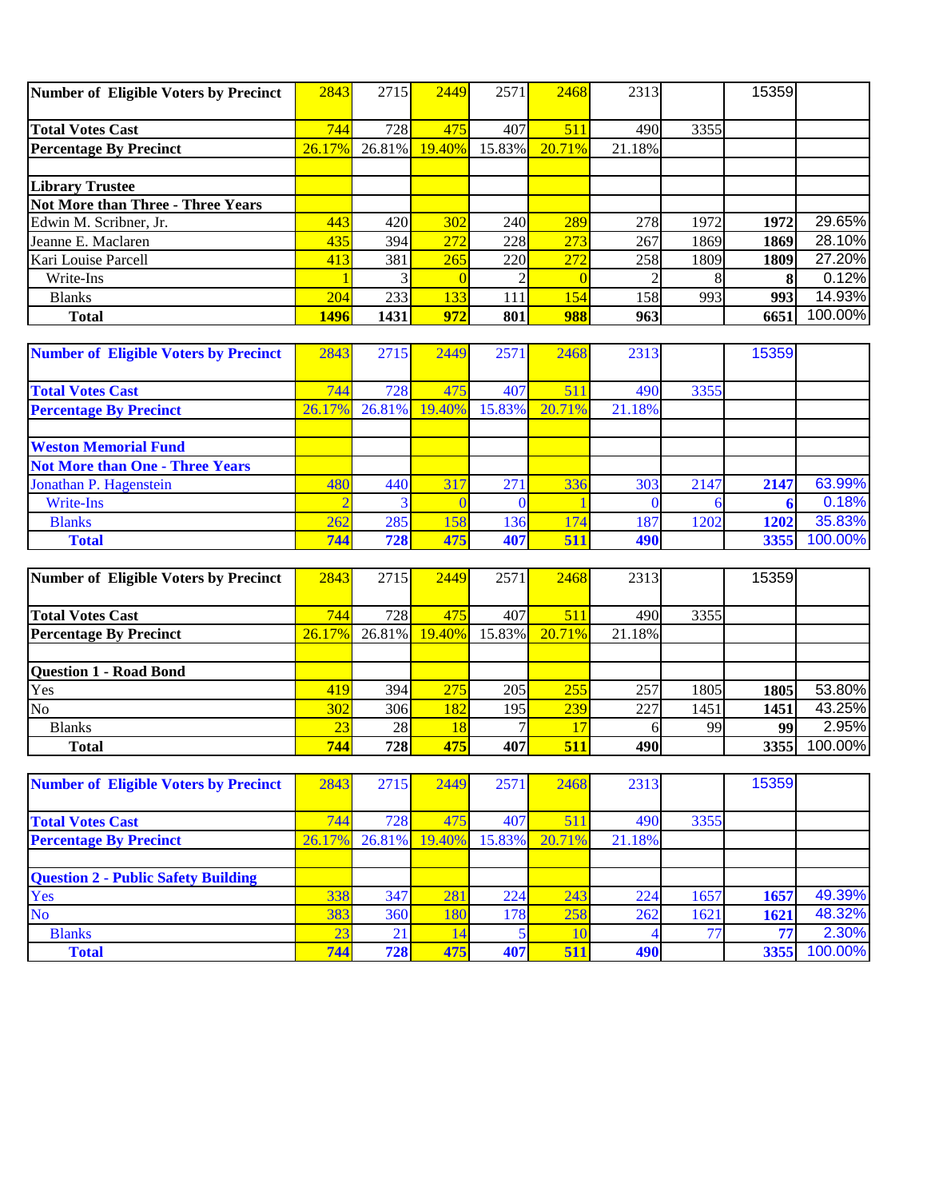| Number of Eligible Voters by Precinct | 2843 | 2715 | 2449 | 2571 | 2468 | 2313 | | 15359 | |
|---|---|---|---|---|---|---|---|---|---|
| **Total Votes Cast** | 744 | 728 | 475 | 407 | 511 | 490 | 3355 | | |
| **Percentage By Precinct** | 26.17% | 26.81% | 19.40% | 15.83% | 20.71% | 21.18% | | | |
| | | | | | | | | | |
| **Library Trustee** | | | | | | | | | |
| **Not More than Three - Three Years** | | | | | | | | | |
| Edwin M. Scribner, Jr. | 443 | 420 | 302 | 240 | 289 | 278 | 1972 | **1972** | 29.65% |
| Jeanne E. Maclaren | 435 | 394 | 272 | 228 | 273 | 267 | 1869 | **1869** | 28.10% |
| Kari Louise Parcell | 413 | 381 | 265 | 220 | 272 | 258 | 1809 | **1809** | 27.20% |
| Write-Ins | 1 | 3 | 0 | 2 | 0 | 2 | 8 | **8** | 0.12% |
| Blanks | 204 | 233 | 133 | 111 | 154 | 158 | 993 | **993** | 14.93% |
| **Total** | **1496** | **1431** | **972** | **801** | **988** | **963** | | **6651** | 100.00% |

| Number of Eligible Voters by Precinct | 2843 | 2715 | 2449 | 2571 | 2468 | 2313 | | 15359 | |
|---|---|---|---|---|---|---|---|---|---|
| **Total Votes Cast** | 744 | 728 | 475 | 407 | 511 | 490 | 3355 | | |
| **Percentage By Precinct** | 26.17% | 26.81% | 19.40% | 15.83% | 20.71% | 21.18% | | | |
| | | | | | | | | | |
| **Weston Memorial Fund** | | | | | | | | | |
| **Not More than One - Three Years** | | | | | | | | | |
| Jonathan P. Hagenstein | 480 | 440 | 317 | 271 | 336 | 303 | 2147 | **2147** | 63.99% |
| Write-Ins | 2 | 3 | 0 | 0 | 1 | 0 | 6 | **6** | 0.18% |
| Blanks | 262 | 285 | 158 | 136 | 174 | 187 | 1202 | **1202** | 35.83% |
| **Total** | **744** | **728** | **475** | **407** | **511** | **490** | | **3355** | 100.00% |

| Number of Eligible Voters by Precinct | 2843 | 2715 | 2449 | 2571 | 2468 | 2313 | | 15359 | |
|---|---|---|---|---|---|---|---|---|---|
| **Total Votes Cast** | 744 | 728 | 475 | 407 | 511 | 490 | 3355 | | |
| **Percentage By Precinct** | 26.17% | 26.81% | 19.40% | 15.83% | 20.71% | 21.18% | | | |
| | | | | | | | | | |
| **Question 1 - Road Bond** | | | | | | | | | |
| Yes | 419 | 394 | 275 | 205 | 255 | 257 | 1805 | **1805** | 53.80% |
| No | 302 | 306 | 182 | 195 | 239 | 227 | 1451 | **1451** | 43.25% |
| Blanks | 23 | 28 | 18 | 7 | 17 | 6 | 99 | **99** | 2.95% |
| **Total** | **744** | **728** | **475** | **407** | **511** | **490** | | **3355** | 100.00% |

| Number of Eligible Voters by Precinct | 2843 | 2715 | 2449 | 2571 | 2468 | 2313 | | 15359 | |
|---|---|---|---|---|---|---|---|---|---|
| **Total Votes Cast** | 744 | 728 | 475 | 407 | 511 | 490 | 3355 | | |
| **Percentage By Precinct** | 26.17% | 26.81% | 19.40% | 15.83% | 20.71% | 21.18% | | | |
| | | | | | | | | | |
| **Question 2 - Public Safety Building** | | | | | | | | | |
| Yes | 338 | 347 | 281 | 224 | 243 | 224 | 1657 | **1657** | 49.39% |
| No | 383 | 360 | 180 | 178 | 258 | 262 | 1621 | **1621** | 48.32% |
| Blanks | 23 | 21 | 14 | 5 | 10 | 4 | 77 | **77** | 2.30% |
| **Total** | **744** | **728** | **475** | **407** | **511** | **490** | | **3355** | 100.00% |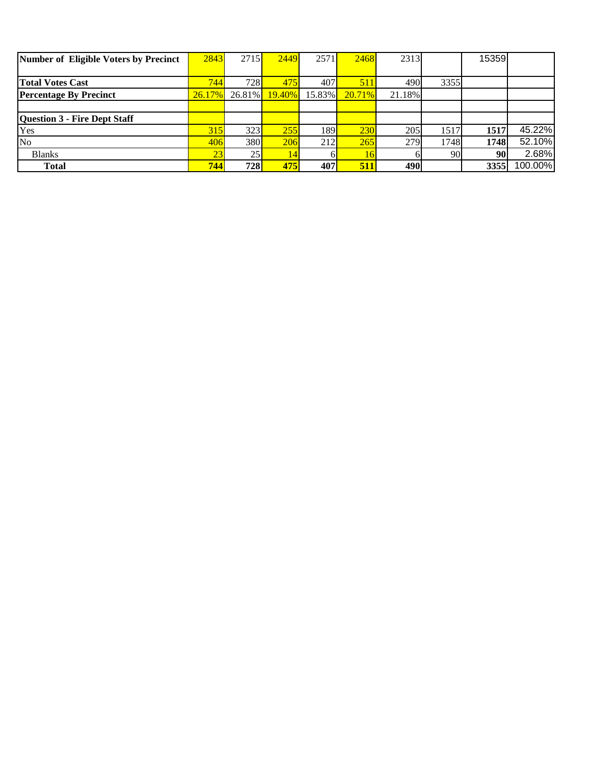| | | | | | | | | | |
|---|---|---|---|---|---|---|---|---|---|
| **Number of Eligible Voters by Precinct** | 2843 | 2715 | 2449 | 2571 | 2468 | 2313 | | 15359 | |
| **Total Votes Cast** | 744 | 728 | 475 | 407 | 511 | 490 | 3355 | | |
| **Percentage By Precinct** | 26.17% | 26.81% | 19.40% | 15.83% | 20.71% | 21.18% | | | |
| | | | | | | | | | |
| **Question 3 - Fire Dept Staff** | | | | | | | | | |
| Yes | 315 | 323 | 255 | 189 | 230 | 205 | 1517 | **1517** | 45.22% |
| No | 406 | 380 | 206 | 212 | 265 | 279 | 1748 | **1748** | 52.10% |
| Blanks | 23 | 25 | 14 | 6 | 16 | 6 | 90 | **90** | 2.68% |
| **Total** | **744** | **728** | **475** | **407** | **511** | **490** | | **3355** | 100.00% |